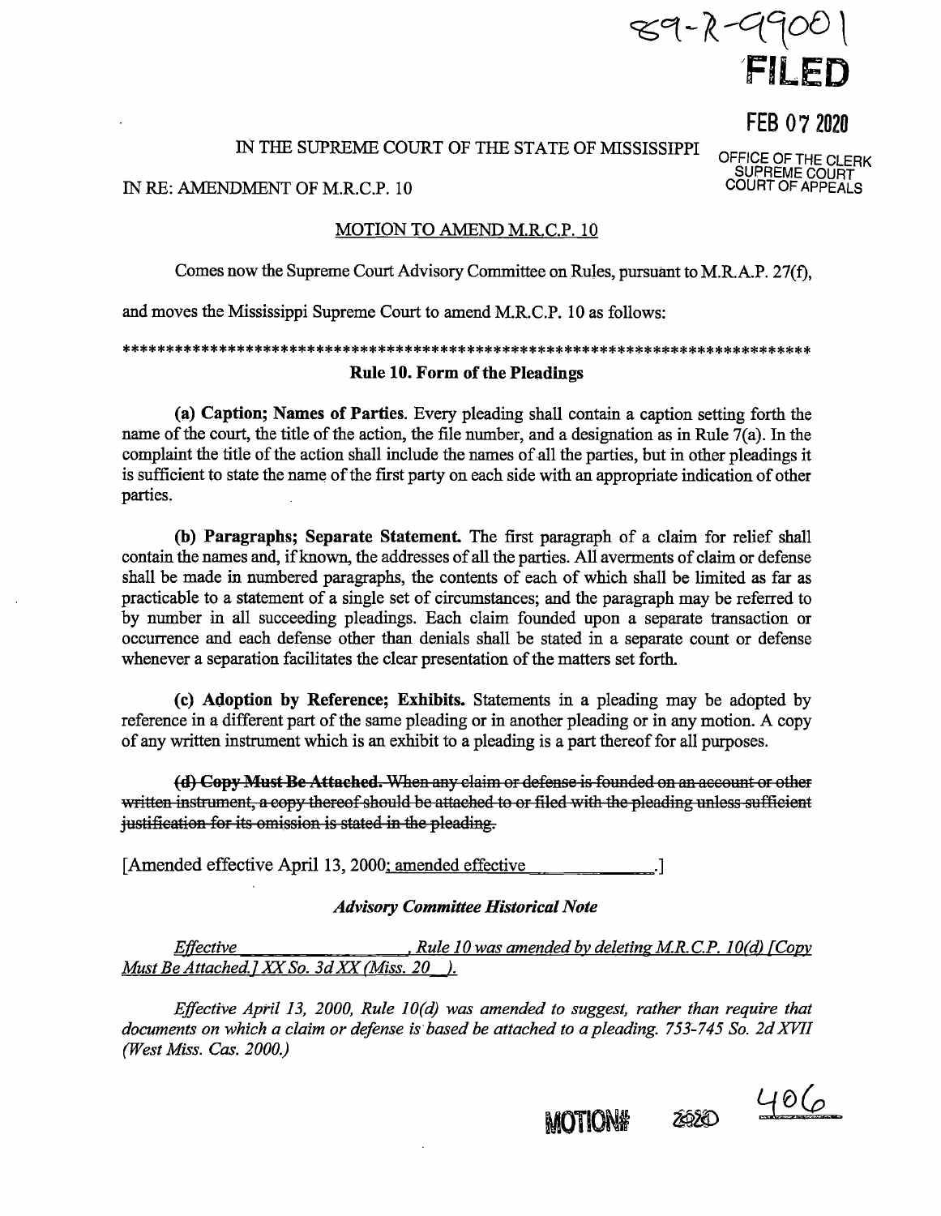89-R-99001

**FILED**

FEB 07 2020

OFFICE OF THE CLERK
SUPREME COURT
COURT OF APPEALS

IN THE SUPREME COURT OF THE STATE OF MISSISSIPPI

IN RE: AMENDMENT OF M.R.C.P. 10

MOTION TO AMEND M.R.C.P. 10

Comes now the Supreme Court Advisory Committee on Rules, pursuant to M.R.A.P. 27(f), and moves the Mississippi Supreme Court to amend M.R.C.P. 10 as follows:

\*\*\*\*\*\*\*\*\*\*\*\*\*\*\*\*\*\*\*\*\*\*\*\*\*\*\*\*\*\*\*\*\*\*\*\*\*\*\*\*\*\*\*\*\*\*\*\*\*\*\*\*\*\*\*\*\*\*\*\*\*\*\*\*\*\*\*\*\*\*\*\*\*\*\*\*\*\*\*

**Rule 10. Form of the Pleadings**

**(a) Caption; Names of Parties.** Every pleading shall contain a caption setting forth the name of the court, the title of the action, the file number, and a designation as in Rule 7(a). In the complaint the title of the action shall include the names of all the parties, but in other pleadings it is sufficient to state the name of the first party on each side with an appropriate indication of other parties.

**(b) Paragraphs; Separate Statement.** The first paragraph of a claim for relief shall contain the names and, if known, the addresses of all the parties. All averments of claim or defense shall be made in numbered paragraphs, the contents of each of which shall be limited as far as practicable to a statement of a single set of circumstances; and the paragraph may be referred to by number in all succeeding pleadings. Each claim founded upon a separate transaction or occurrence and each defense other than denials shall be stated in a separate count or defense whenever a separation facilitates the clear presentation of the matters set forth.

**(c) Adoption by Reference; Exhibits.** Statements in a pleading may be adopted by reference in a different part of the same pleading or in another pleading or in any motion. A copy of any written instrument which is an exhibit to a pleading is a part thereof for all purposes.

~~**(d) Copy Must Be Attached.** When any claim or defense is founded on an account or other written instrument, a copy thereof should be attached to or filed with the pleading unless sufficient justification for its omission is stated in the pleading.~~

[Amended effective April 13, 2000<u>; amended effective ____________</u>.]

***Advisory Committee Historical Note***

<u>*Effective ________________, Rule 10 was amended by deleting M.R.C.P. 10(d) [Copy Must Be Attached.] XX So. 3d XX (Miss. 20__).*</u>

*Effective April 13, 2000, Rule 10(d) was amended to suggest, rather than require that documents on which a claim or defense is based be attached to a pleading. 753-745 So. 2d XVII (West Miss. Cas. 2000.)*

MOTION# 2020 406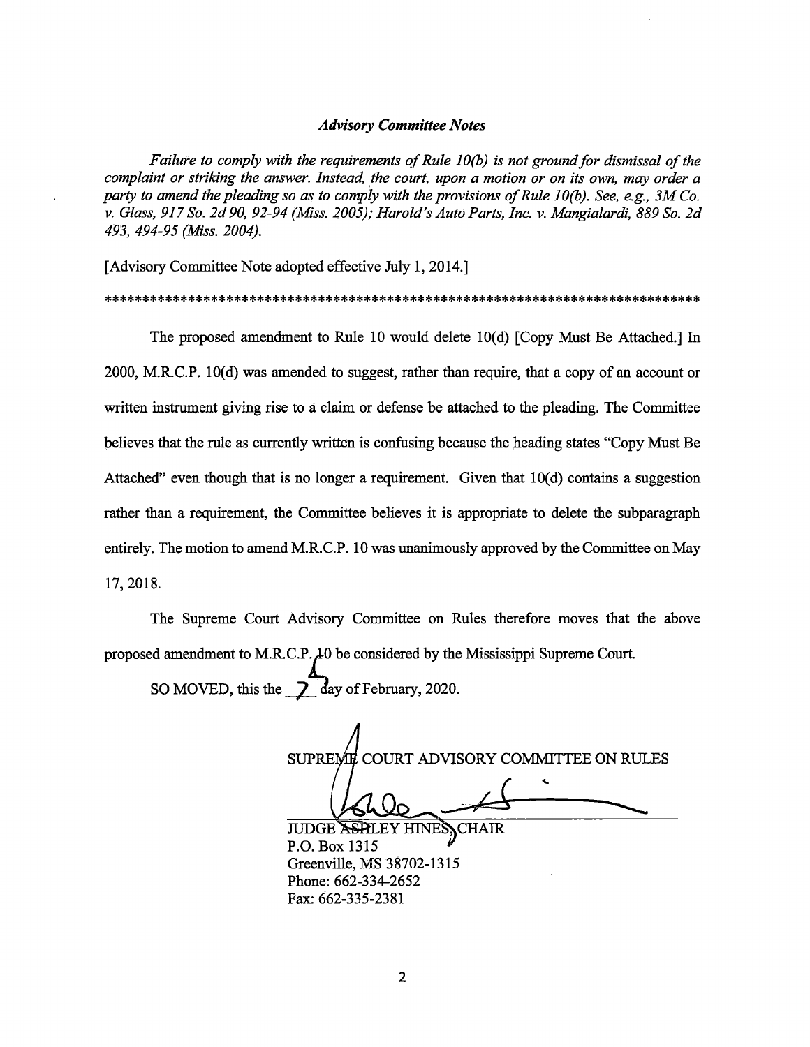### *Advisory Committee Notes*

*Failure to comply with the requirements of Rule 10(b) is not ground for dismissal of the complaint or striking the answer. Instead, the court, upon a motion or on its own, may order a party to amend the pleading so as to comply with the provisions of Rule 10(b). See, e.g., 3M Co. v. Glass, 917 So. 2d 90, 92-94 (Miss. 2005); Harold's Auto Parts, Inc. v. Mangialardi, 889 So. 2d 493, 494-95 (Miss. 2004).*

[Advisory Committee Note adopted effective July 1, 2014.]

********************************************************************************

The proposed amendment to Rule 10 would delete 10(d) [Copy Must Be Attached.] In 2000, M.R.C.P. 10(d) was amended to suggest, rather than require, that a copy of an account or written instrument giving rise to a claim or defense be attached to the pleading. The Committee believes that the rule as currently written is confusing because the heading states "Copy Must Be Attached" even though that is no longer a requirement. Given that 10(d) contains a suggestion rather than a requirement, the Committee believes it is appropriate to delete the subparagraph entirely. The motion to amend M.R.C.P. 10 was unanimously approved by the Committee on May 17, 2018.

The Supreme Court Advisory Committee on Rules therefore moves that the above proposed amendment to M.R.C.P. 10 be considered by the Mississippi Supreme Court.

SO MOVED, this the 7 day of February, 2020.

SUPREME COURT ADVISORY COMMITTEE ON RULES

JUDGE ASHLEY HINES, CHAIR
P.O. Box 1315
Greenville, MS 38702-1315
Phone: 662-334-2652
Fax: 662-335-2381